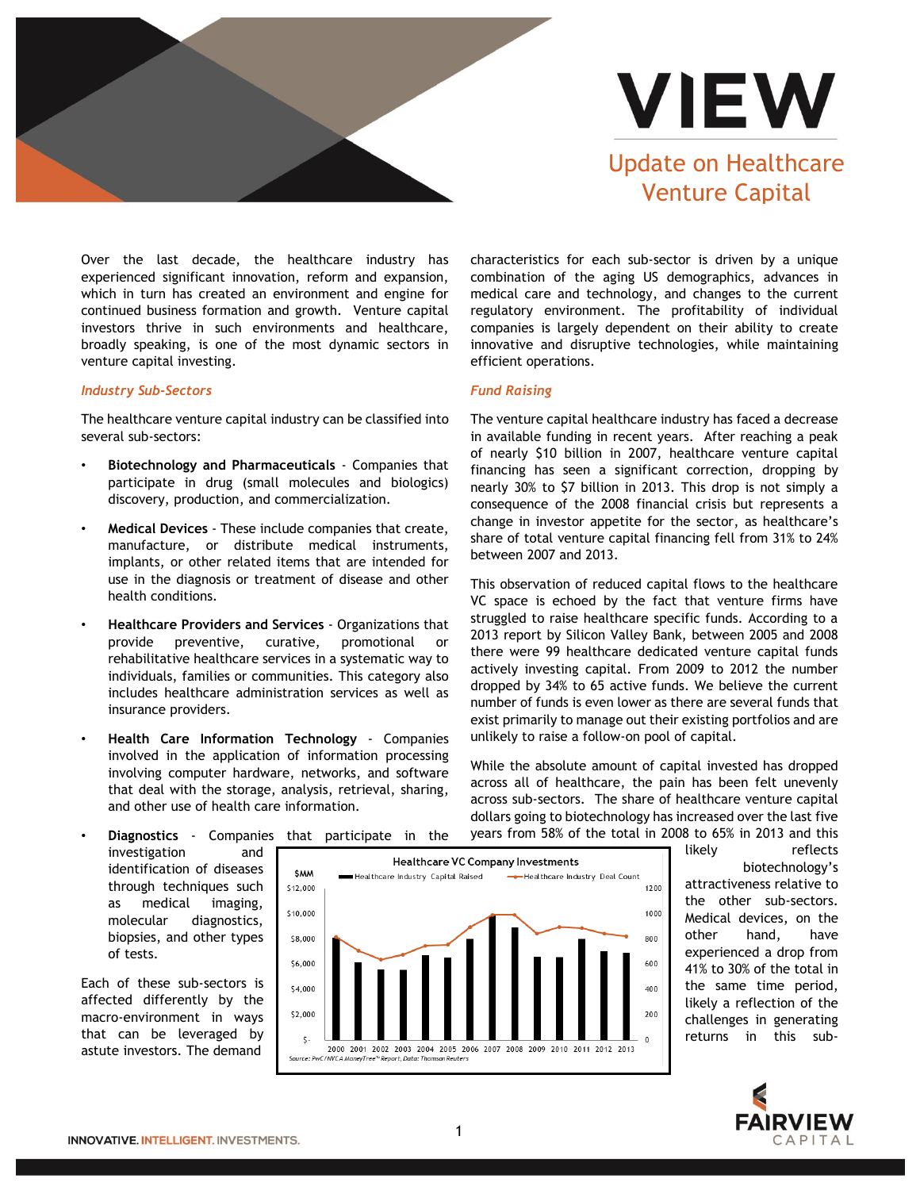# VIEW

## Update on Healthcare Venture Capital

Over the last decade, the healthcare industry has experienced significant innovation, reform and expansion, which in turn has created an environment and engine for continued business formation and growth. Venture capital investors thrive in such environments and healthcare, broadly speaking, is one of the most dynamic sectors in venture capital investing.

### *Industry Sub-Sectors*

The healthcare venture capital industry can be classified into several sub-sectors:

- **Biotechnology and Pharmaceuticals** - Companies that participate in drug (small molecules and biologics) discovery, production, and commercialization.
- **Medical Devices** - These include companies that create, manufacture, or distribute medical instruments, implants, or other related items that are intended for use in the diagnosis or treatment of disease and other health conditions.
- **Healthcare Providers and Services** - Organizations that provide preventive, curative, promotional or rehabilitative healthcare services in a systematic way to individuals, families or communities. This category also includes healthcare administration services as well as insurance providers.
- **Health Care Information Technology** - Companies involved in the application of information processing involving computer hardware, networks, and software that deal with the storage, analysis, retrieval, sharing, and other use of health care information.
- **Diagnostics** - Companies that participate in the investigation and identification of diseases through techniques such as medical imaging, molecular diagnostics, biopsies, and other types of tests.

Each of these sub-sectors is affected differently by the macro-environment in ways that can be leveraged by astute investors. The demand characteristics for each sub-sector is driven by a unique combination of the aging US demographics, advances in medical care and technology, and changes to the current regulatory environment. The profitability of individual companies is largely dependent on their ability to create innovative and disruptive technologies, while maintaining efficient operations.

### *Fund Raising*

The venture capital healthcare industry has faced a decrease in available funding in recent years. After reaching a peak of nearly $10 billion in 2007, healthcare venture capital financing has seen a significant correction, dropping by nearly 30% to $7 billion in 2013. This drop is not simply a consequence of the 2008 financial crisis but represents a change in investor appetite for the sector, as healthcare's share of total venture capital financing fell from 31% to 24% between 2007 and 2013.

This observation of reduced capital flows to the healthcare VC space is echoed by the fact that venture firms have struggled to raise healthcare specific funds. According to a 2013 report by Silicon Valley Bank, between 2005 and 2008 there were 99 healthcare dedicated venture capital funds actively investing capital. From 2009 to 2012 the number dropped by 34% to 65 active funds. We believe the current number of funds is even lower as there are several funds that exist primarily to manage out their existing portfolios and are unlikely to raise a follow-on pool of capital.

While the absolute amount of capital invested has dropped across all of healthcare, the pain has been felt unevenly across sub-sectors. The share of healthcare venture capital dollars going to biotechnology has increased over the last five years from 58% of the total in 2008 to 65% in 2013 and this likely reflects biotechnology's attractiveness relative to the other sub-sectors. Medical devices, on the other hand, have experienced a drop from 41% to 30% of the total in the same time period, likely a reflection of the challenges in generating returns in this sub-

**Healthcare VC Company Investments**

Chart legend: Healthcare Industry Capital Raised ($MM, left axis: $- to $12,000); Healthcare Industry Deal Count (right axis: 0 to 1200); years 2000–2013.

Source: PwC/NVCA MoneyTree™ Report, Data: Thomson Reuters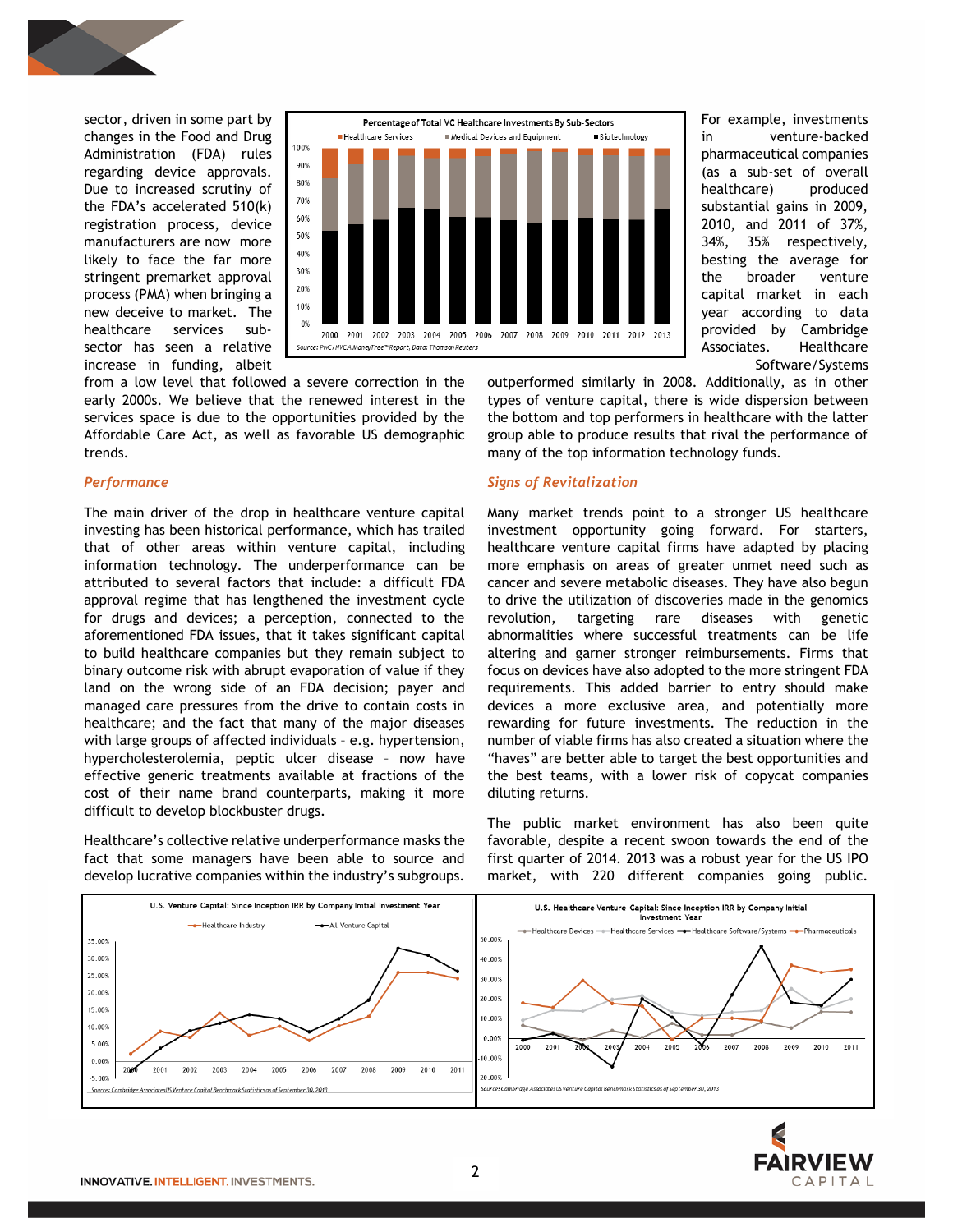sector, driven in some part by changes in the Food and Drug Administration (FDA) rules regarding device approvals. Due to increased scrutiny of the FDA's accelerated 510(k) registration process, device manufacturers are now more likely to face the far more stringent premarket approval process (PMA) when bringing a new deceive to market. The healthcare services sub-sector has seen a relative increase in funding, albeit from a low level that followed a severe correction in the early 2000s. We believe that the renewed interest in the services space is due to the opportunities provided by the Affordable Care Act, as well as favorable US demographic trends.

**Percentage of Total VC Healthcare Investments By Sub-Sectors**

Source: PwC/NVCA MoneyTree™ Report, Data: Thomson Reuters

For example, investments in venture-backed pharmaceutical companies (as a sub-set of overall healthcare) produced substantial gains in 2009, 2010, and 2011 of 37%, 34%, 35% respectively, besting the average for the broader venture capital market in each year according to data provided by Cambridge Associates. Healthcare Software/Systems outperformed similarly in 2008. Additionally, as in other types of venture capital, there is wide dispersion between the bottom and top performers in healthcare with the latter group able to produce results that rival the performance of many of the top information technology funds.

### *Performance*

The main driver of the drop in healthcare venture capital investing has been historical performance, which has trailed that of other areas within venture capital, including information technology. The underperformance can be attributed to several factors that include: a difficult FDA approval regime that has lengthened the investment cycle for drugs and devices; a perception, connected to the aforementioned FDA issues, that it takes significant capital to build healthcare companies but they remain subject to binary outcome risk with abrupt evaporation of value if they land on the wrong side of an FDA decision; payer and managed care pressures from the drive to contain costs in healthcare; and the fact that many of the major diseases with large groups of affected individuals – e.g. hypertension, hypercholesterolemia, peptic ulcer disease – now have effective generic treatments available at fractions of the cost of their name brand counterparts, making it more difficult to develop blockbuster drugs.

Healthcare's collective relative underperformance masks the fact that some managers have been able to source and develop lucrative companies within the industry's subgroups.

### *Signs of Revitalization*

Many market trends point to a stronger US healthcare investment opportunity going forward. For starters, healthcare venture capital firms have adapted by placing more emphasis on areas of greater unmet need such as cancer and severe metabolic diseases. They have also begun to drive the utilization of discoveries made in the genomics revolution, targeting rare diseases with genetic abnormalities where successful treatments can be life altering and garner stronger reimbursements. Firms that focus on devices have also adopted to the more stringent FDA requirements. This added barrier to entry should make devices a more exclusive area, and potentially more rewarding for future investments. The reduction in the number of viable firms has also created a situation where the "haves" are better able to target the best opportunities and the best teams, with a lower risk of copycat companies diluting returns.

The public market environment has also been quite favorable, despite a recent swoon towards the end of the first quarter of 2014. 2013 was a robust year for the US IPO market, with 220 different companies going public.

**U.S. Venture Capital: Since Inception IRR by Company Initial Investment Year**

Source: Cambridge Associates US Venture Capital Benchmark Statistics as of September 30, 2013

**U.S. Healthcare Venture Capital: Since Inception IRR by Company Initial Investment Year**

Source: Cambridge Associates US Venture Capital Benchmark Statistics as of September 30, 2013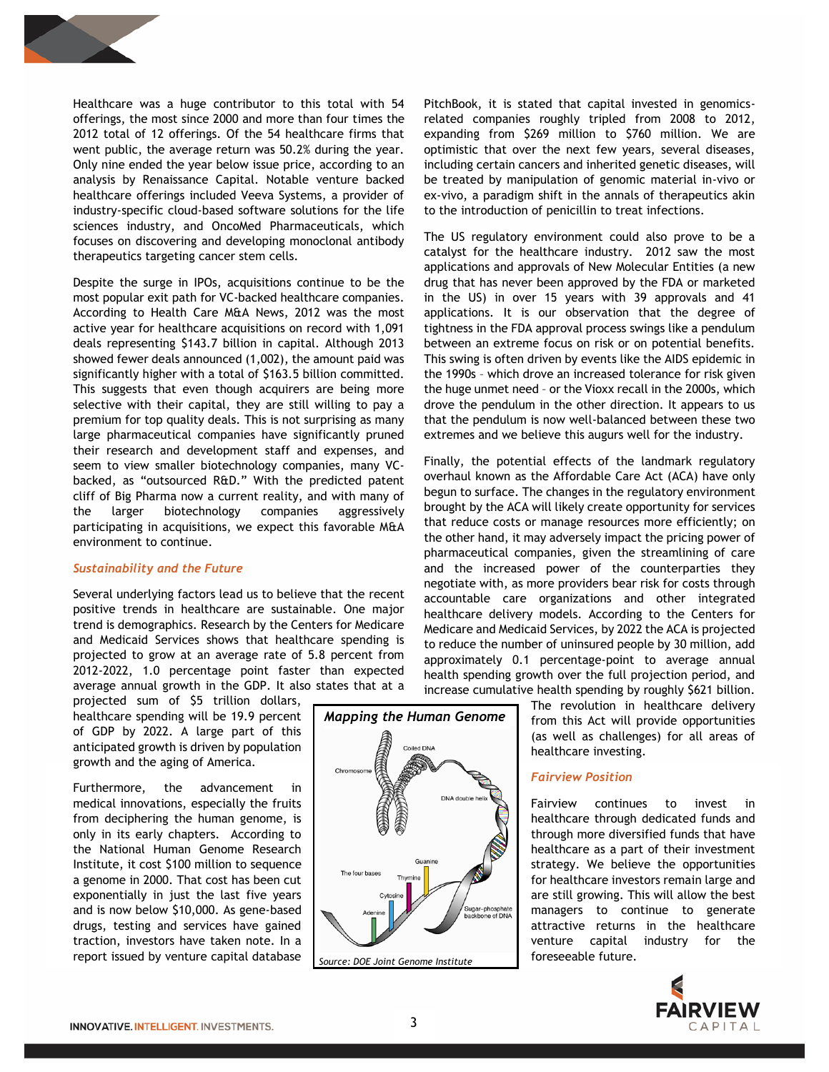Healthcare was a huge contributor to this total with 54 offerings, the most since 2000 and more than four times the 2012 total of 12 offerings. Of the 54 healthcare firms that went public, the average return was 50.2% during the year. Only nine ended the year below issue price, according to an analysis by Renaissance Capital. Notable venture backed healthcare offerings included Veeva Systems, a provider of industry-specific cloud-based software solutions for the life sciences industry, and OncoMed Pharmaceuticals, which focuses on discovering and developing monoclonal antibody therapeutics targeting cancer stem cells.

Despite the surge in IPOs, acquisitions continue to be the most popular exit path for VC-backed healthcare companies. According to Health Care M&A News, 2012 was the most active year for healthcare acquisitions on record with 1,091 deals representing $143.7 billion in capital. Although 2013 showed fewer deals announced (1,002), the amount paid was significantly higher with a total of $163.5 billion committed. This suggests that even though acquirers are being more selective with their capital, they are still willing to pay a premium for top quality deals. This is not surprising as many large pharmaceutical companies have significantly pruned their research and development staff and expenses, and seem to view smaller biotechnology companies, many VC-backed, as "outsourced R&D." With the predicted patent cliff of Big Pharma now a current reality, and with many of the larger biotechnology companies aggressively participating in acquisitions, we expect this favorable M&A environment to continue.

### *Sustainability and the Future*

Several underlying factors lead us to believe that the recent positive trends in healthcare are sustainable. One major trend is demographics. Research by the Centers for Medicare and Medicaid Services shows that healthcare spending is projected to grow at an average rate of 5.8 percent from 2012-2022, 1.0 percentage point faster than expected average annual growth in the GDP. It also states that at a projected sum of $5 trillion dollars, healthcare spending will be 19.9 percent of GDP by 2022. A large part of this anticipated growth is driven by population growth and the aging of America.

Furthermore, the advancement in medical innovations, especially the fruits from deciphering the human genome, is only in its early chapters. According to the National Human Genome Research Institute, it cost $100 million to sequence a genome in 2000. That cost has been cut exponentially in just the last five years and is now below $10,000. As gene-based drugs, testing and services have gained traction, investors have taken note. In a report issued by venture capital database PitchBook, it is stated that capital invested in genomics-related companies roughly tripled from 2008 to 2012, expanding from $269 million to $760 million. We are optimistic that over the next few years, several diseases, including certain cancers and inherited genetic diseases, will be treated by manipulation of genomic material in-vivo or ex-vivo, a paradigm shift in the annals of therapeutics akin to the introduction of penicillin to treat infections.

*Mapping the Human Genome*

*Source: DOE Joint Genome Institute*

The US regulatory environment could also prove to be a catalyst for the healthcare industry. 2012 saw the most applications and approvals of New Molecular Entities (a new drug that has never been approved by the FDA or marketed in the US) in over 15 years with 39 approvals and 41 applications. It is our observation that the degree of tightness in the FDA approval process swings like a pendulum between an extreme focus on risk or on potential benefits. This swing is often driven by events like the AIDS epidemic in the 1990s – which drove an increased tolerance for risk given the huge unmet need – or the Vioxx recall in the 2000s, which drove the pendulum in the other direction. It appears to us that the pendulum is now well-balanced between these two extremes and we believe this augurs well for the industry.

Finally, the potential effects of the landmark regulatory overhaul known as the Affordable Care Act (ACA) have only begun to surface. The changes in the regulatory environment brought by the ACA will likely create opportunity for services that reduce costs or manage resources more efficiently; on the other hand, it may adversely impact the pricing power of pharmaceutical companies, given the streamlining of care and the increased power of the counterparties they negotiate with, as more providers bear risk for costs through accountable care organizations and other integrated healthcare delivery models. According to the Centers for Medicare and Medicaid Services, by 2022 the ACA is projected to reduce the number of uninsured people by 30 million, add approximately 0.1 percentage-point to average annual health spending growth over the full projection period, and increase cumulative health spending by roughly $621 billion. The revolution in healthcare delivery from this Act will provide opportunities (as well as challenges) for all areas of healthcare investing.

### *Fairview Position*

Fairview continues to invest in healthcare through dedicated funds and through more diversified funds that have healthcare as a part of their investment strategy. We believe the opportunities for healthcare investors remain large and are still growing. This will allow the best managers to continue to generate attractive returns in the healthcare venture capital industry for the foreseeable future.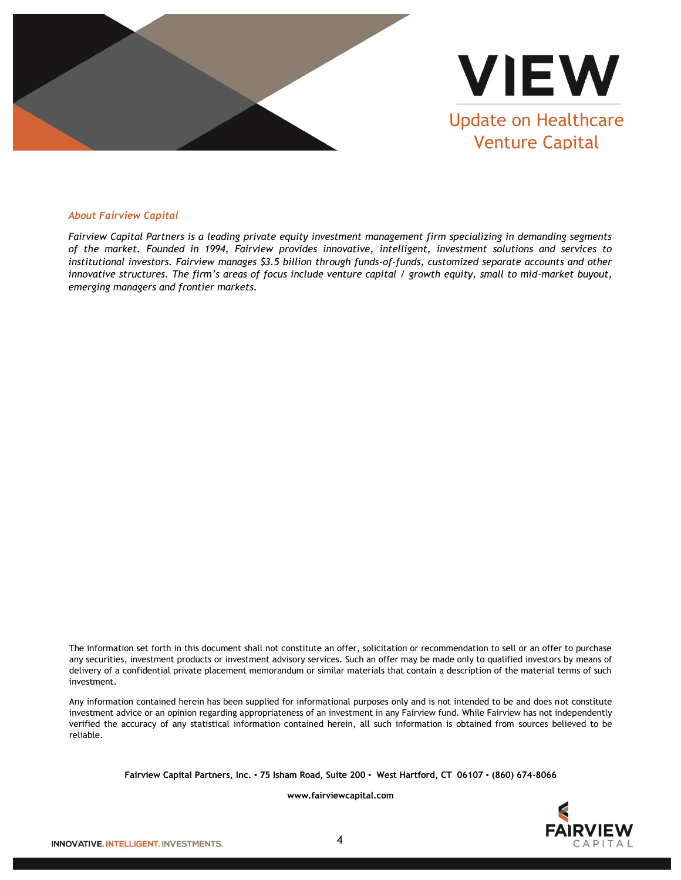### *About Fairview Capital*

*Fairview Capital Partners is a leading private equity investment management firm specializing in demanding segments of the market. Founded in 1994, Fairview provides innovative, intelligent, investment solutions and services to institutional investors. Fairview manages $3.5 billion through funds-of-funds, customized separate accounts and other innovative structures. The firm's areas of focus include venture capital / growth equity, small to mid-market buyout, emerging managers and frontier markets.*

The information set forth in this document shall not constitute an offer, solicitation or recommendation to sell or an offer to purchase any securities, investment products or investment advisory services. Such an offer may be made only to qualified investors by means of delivery of a confidential private placement memorandum or similar materials that contain a description of the material terms of such investment.

Any information contained herein has been supplied for informational purposes only and is not intended to be and does not constitute investment advice or an opinion regarding appropriateness of an investment in any Fairview fund. While Fairview has not independently verified the accuracy of any statistical information contained herein, all such information is obtained from sources believed to be reliable.

**Fairview Capital Partners, Inc. ▪ 75 Isham Road, Suite 200 ▪ West Hartford, CT 06107 ▪ (860) 674-8066**

**www.fairviewcapital.com**